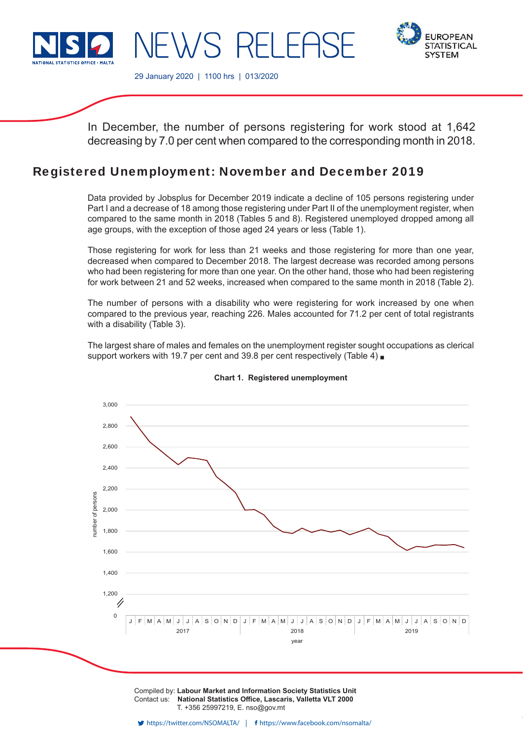# NEWS RELEASE

29 January 2020 | 1100 hrs | 013/2020

In December, the number of persons registering for work stood at 1,642 decreasing by 7.0 per cent when compared to the corresponding month in 2018.

## Registered Unemployment: November and December 2019

Data provided by Jobsplus for December 2019 indicate a decline of 105 persons registering under Part I and a decrease of 18 among those registering under Part II of the unemployment register, when compared to the same month in 2018 (Tables 5 and 8). Registered unemployed dropped among all age groups, with the exception of those aged 24 years or less (Table 1).

Those registering for work for less than 21 weeks and those registering for more than one year, decreased when compared to December 2018. The largest decrease was recorded among persons who had been registering for more than one year. On the other hand, those who had been registering for work between 21 and 52 weeks, increased when compared to the same month in 2018 (Table 2).

The number of persons with a disability who were registering for work increased by one when compared to the previous year, reaching 226. Males accounted for 71.2 per cent of total registrants with a disability (Table 3).

The largest share of males and females on the unemployment register sought occupations as clerical support workers with 19.7 per cent and 39.8 per cent respectively (Table 4) ■

**Chart 1. Registered unemployment**

Compiled by: **Labour Market and Information Society Statistics Unit**
Contact us: **National Statistics Office, Lascaris, Valletta VLT 2000**
T. +356 25997219, E. nso@gov.mt

https://twitter.com/NSOMALTA/ | https://www.facebook.com/nsomalta/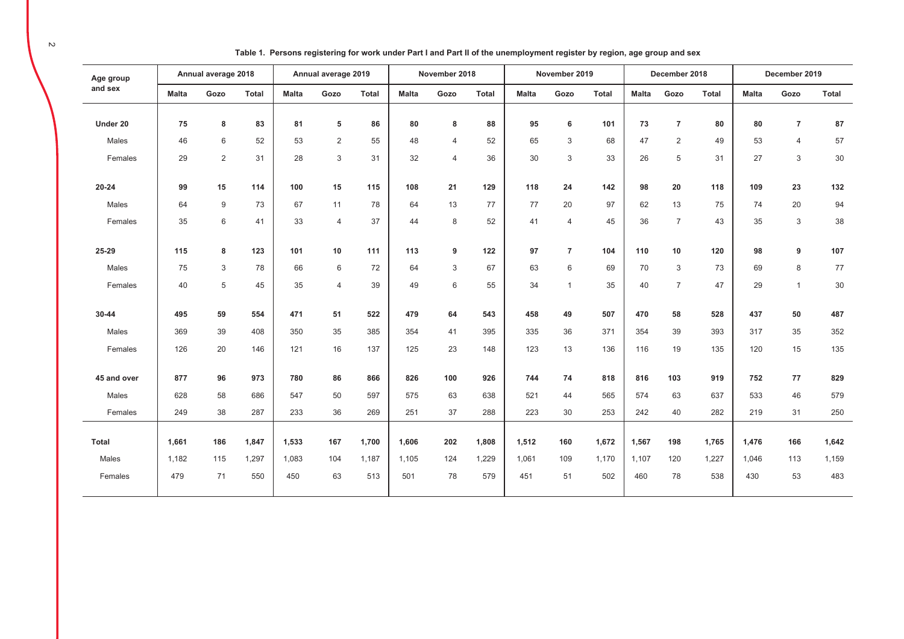**Table 1. Persons registering for work under Part I and Part II of the unemployment register by region, age group and sex**

| Age group and sex | Annual average 2018 | | | Annual average 2019 | | | November 2018 | | | November 2019 | | | December 2018 | | | December 2019 | | |
|---|---|---|---|---|---|---|---|---|---|---|---|---|---|---|---|---|---|---|
| | Malta | Gozo | Total | Malta | Gozo | Total | Malta | Gozo | Total | Malta | Gozo | Total | Malta | Gozo | Total | Malta | Gozo | Total |
| **Under 20** | **75** | **8** | **83** | **81** | **5** | **86** | **80** | **8** | **88** | **95** | **6** | **101** | **73** | **7** | **80** | **80** | **7** | **87** |
| Males | 46 | 6 | 52 | 53 | 2 | 55 | 48 | 4 | 52 | 65 | 3 | 68 | 47 | 2 | 49 | 53 | 4 | 57 |
| Females | 29 | 2 | 31 | 28 | 3 | 31 | 32 | 4 | 36 | 30 | 3 | 33 | 26 | 5 | 31 | 27 | 3 | 30 |
| **20-24** | **99** | **15** | **114** | **100** | **15** | **115** | **108** | **21** | **129** | **118** | **24** | **142** | **98** | **20** | **118** | **109** | **23** | **132** |
| Males | 64 | 9 | 73 | 67 | 11 | 78 | 64 | 13 | 77 | 77 | 20 | 97 | 62 | 13 | 75 | 74 | 20 | 94 |
| Females | 35 | 6 | 41 | 33 | 4 | 37 | 44 | 8 | 52 | 41 | 4 | 45 | 36 | 7 | 43 | 35 | 3 | 38 |
| **25-29** | **115** | **8** | **123** | **101** | **10** | **111** | **113** | **9** | **122** | **97** | **7** | **104** | **110** | **10** | **120** | **98** | **9** | **107** |
| Males | 75 | 3 | 78 | 66 | 6 | 72 | 64 | 3 | 67 | 63 | 6 | 69 | 70 | 3 | 73 | 69 | 8 | 77 |
| Females | 40 | 5 | 45 | 35 | 4 | 39 | 49 | 6 | 55 | 34 | 1 | 35 | 40 | 7 | 47 | 29 | 1 | 30 |
| **30-44** | **495** | **59** | **554** | **471** | **51** | **522** | **479** | **64** | **543** | **458** | **49** | **507** | **470** | **58** | **528** | **437** | **50** | **487** |
| Males | 369 | 39 | 408 | 350 | 35 | 385 | 354 | 41 | 395 | 335 | 36 | 371 | 354 | 39 | 393 | 317 | 35 | 352 |
| Females | 126 | 20 | 146 | 121 | 16 | 137 | 125 | 23 | 148 | 123 | 13 | 136 | 116 | 19 | 135 | 120 | 15 | 135 |
| **45 and over** | **877** | **96** | **973** | **780** | **86** | **866** | **826** | **100** | **926** | **744** | **74** | **818** | **816** | **103** | **919** | **752** | **77** | **829** |
| Males | 628 | 58 | 686 | 547 | 50 | 597 | 575 | 63 | 638 | 521 | 44 | 565 | 574 | 63 | 637 | 533 | 46 | 579 |
| Females | 249 | 38 | 287 | 233 | 36 | 269 | 251 | 37 | 288 | 223 | 30 | 253 | 242 | 40 | 282 | 219 | 31 | 250 |
| **Total** | **1,661** | **186** | **1,847** | **1,533** | **167** | **1,700** | **1,606** | **202** | **1,808** | **1,512** | **160** | **1,672** | **1,567** | **198** | **1,765** | **1,476** | **166** | **1,642** |
| Males | 1,182 | 115 | 1,297 | 1,083 | 104 | 1,187 | 1,105 | 124 | 1,229 | 1,061 | 109 | 1,170 | 1,107 | 120 | 1,227 | 1,046 | 113 | 1,159 |
| Females | 479 | 71 | 550 | 450 | 63 | 513 | 501 | 78 | 579 | 451 | 51 | 502 | 460 | 78 | 538 | 430 | 53 | 483 |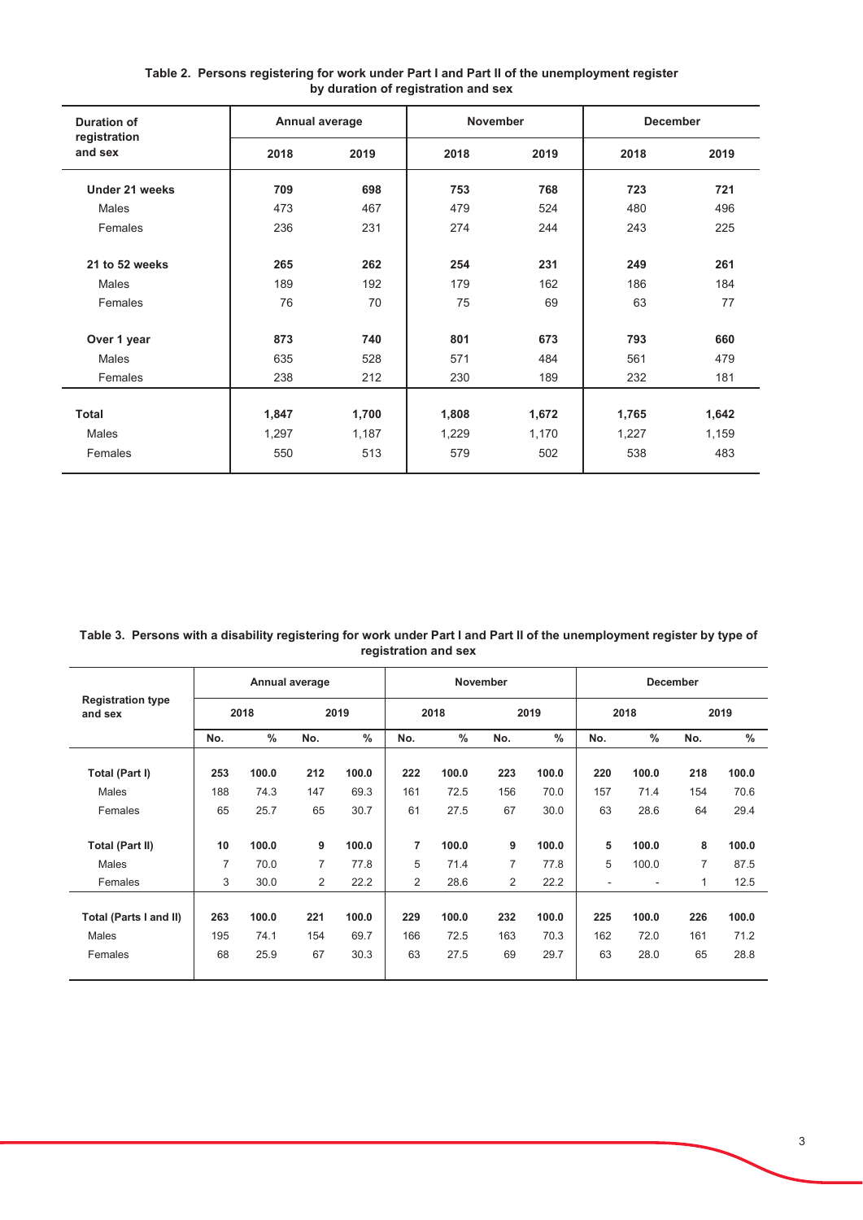**Table 2. Persons registering for work under Part I and Part II of the unemployment register by duration of registration and sex**

| Duration of registration and sex | Annual average | | November | | December | |
|---|---|---|---|---|---|---|
| | 2018 | 2019 | 2018 | 2019 | 2018 | 2019 |
| **Under 21 weeks** | **709** | **698** | **753** | **768** | **723** | **721** |
| Males | 473 | 467 | 479 | 524 | 480 | 496 |
| Females | 236 | 231 | 274 | 244 | 243 | 225 |
| **21 to 52 weeks** | **265** | **262** | **254** | **231** | **249** | **261** |
| Males | 189 | 192 | 179 | 162 | 186 | 184 |
| Females | 76 | 70 | 75 | 69 | 63 | 77 |
| **Over 1 year** | **873** | **740** | **801** | **673** | **793** | **660** |
| Males | 635 | 528 | 571 | 484 | 561 | 479 |
| Females | 238 | 212 | 230 | 189 | 232 | 181 |
| **Total** | **1,847** | **1,700** | **1,808** | **1,672** | **1,765** | **1,642** |
| Males | 1,297 | 1,187 | 1,229 | 1,170 | 1,227 | 1,159 |
| Females | 550 | 513 | 579 | 502 | 538 | 483 |

**Table 3. Persons with a disability registering for work under Part I and Part II of the unemployment register by type of registration and sex**

| Registration type and sex | Annual average | | | | November | | | | December | | | |
|---|---|---|---|---|---|---|---|---|---|---|---|---|
| | 2018 | | 2019 | | 2018 | | 2019 | | 2018 | | 2019 | |
| | No. | % | No. | % | No. | % | No. | % | No. | % | No. | % |
| **Total (Part I)** | **253** | **100.0** | **212** | **100.0** | **222** | **100.0** | **223** | **100.0** | **220** | **100.0** | **218** | **100.0** |
| Males | 188 | 74.3 | 147 | 69.3 | 161 | 72.5 | 156 | 70.0 | 157 | 71.4 | 154 | 70.6 |
| Females | 65 | 25.7 | 65 | 30.7 | 61 | 27.5 | 67 | 30.0 | 63 | 28.6 | 64 | 29.4 |
| **Total (Part II)** | **10** | **100.0** | **9** | **100.0** | **7** | **100.0** | **9** | **100.0** | **5** | **100.0** | **8** | **100.0** |
| Males | 7 | 70.0 | 7 | 77.8 | 5 | 71.4 | 7 | 77.8 | 5 | 100.0 | 7 | 87.5 |
| Females | 3 | 30.0 | 2 | 22.2 | 2 | 28.6 | 2 | 22.2 | - | - | 1 | 12.5 |
| **Total (Parts I and II)** | **263** | **100.0** | **221** | **100.0** | **229** | **100.0** | **232** | **100.0** | **225** | **100.0** | **226** | **100.0** |
| Males | 195 | 74.1 | 154 | 69.7 | 166 | 72.5 | 163 | 70.3 | 162 | 72.0 | 161 | 71.2 |
| Females | 68 | 25.9 | 67 | 30.3 | 63 | 27.5 | 69 | 29.7 | 63 | 28.0 | 65 | 28.8 |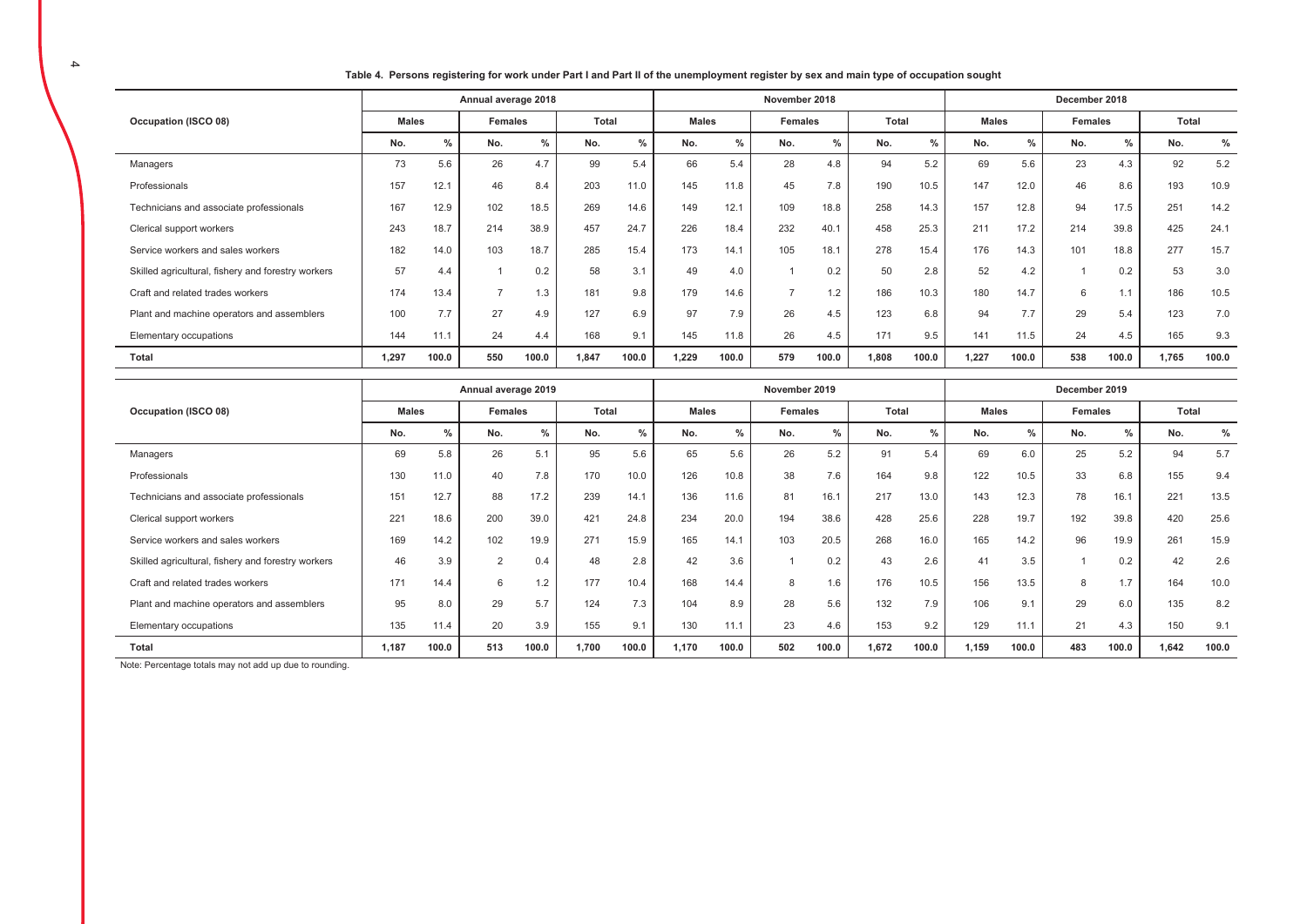**Table 4. Persons registering for work under Part I and Part II of the unemployment register by sex and main type of occupation sought**

| Occupation (ISCO 08) | Annual average 2018 | | | | | | November 2018 | | | | | | December 2018 | | | | | |
|---|---|---|---|---|---|---|---|---|---|---|---|---|---|---|---|---|---|---|
| | Males | | Females | | Total | | Males | | Females | | Total | | Males | | Females | | Total | |
| | No. | % | No. | % | No. | % | No. | % | No. | % | No. | % | No. | % | No. | % | No. | % |
| Managers | 73 | 5.6 | 26 | 4.7 | 99 | 5.4 | 66 | 5.4 | 28 | 4.8 | 94 | 5.2 | 69 | 5.6 | 23 | 4.3 | 92 | 5.2 |
| Professionals | 157 | 12.1 | 46 | 8.4 | 203 | 11.0 | 145 | 11.8 | 45 | 7.8 | 190 | 10.5 | 147 | 12.0 | 46 | 8.6 | 193 | 10.9 |
| Technicians and associate professionals | 167 | 12.9 | 102 | 18.5 | 269 | 14.6 | 149 | 12.1 | 109 | 18.8 | 258 | 14.3 | 157 | 12.8 | 94 | 17.5 | 251 | 14.2 |
| Clerical support workers | 243 | 18.7 | 214 | 38.9 | 457 | 24.7 | 226 | 18.4 | 232 | 40.1 | 458 | 25.3 | 211 | 17.2 | 214 | 39.8 | 425 | 24.1 |
| Service workers and sales workers | 182 | 14.0 | 103 | 18.7 | 285 | 15.4 | 173 | 14.1 | 105 | 18.1 | 278 | 15.4 | 176 | 14.3 | 101 | 18.8 | 277 | 15.7 |
| Skilled agricultural, fishery and forestry workers | 57 | 4.4 | 1 | 0.2 | 58 | 3.1 | 49 | 4.0 | 1 | 0.2 | 50 | 2.8 | 52 | 4.2 | 1 | 0.2 | 53 | 3.0 |
| Craft and related trades workers | 174 | 13.4 | 7 | 1.3 | 181 | 9.8 | 179 | 14.6 | 7 | 1.2 | 186 | 10.3 | 180 | 14.7 | 6 | 1.1 | 186 | 10.5 |
| Plant and machine operators and assemblers | 100 | 7.7 | 27 | 4.9 | 127 | 6.9 | 97 | 7.9 | 26 | 4.5 | 123 | 6.8 | 94 | 7.7 | 29 | 5.4 | 123 | 7.0 |
| Elementary occupations | 144 | 11.1 | 24 | 4.4 | 168 | 9.1 | 145 | 11.8 | 26 | 4.5 | 171 | 9.5 | 141 | 11.5 | 24 | 4.5 | 165 | 9.3 |
| **Total** | **1,297** | **100.0** | **550** | **100.0** | **1,847** | **100.0** | **1,229** | **100.0** | **579** | **100.0** | **1,808** | **100.0** | **1,227** | **100.0** | **538** | **100.0** | **1,765** | **100.0** |

| Occupation (ISCO 08) | Annual average 2019 | | | | | | November 2019 | | | | | | December 2019 | | | | | |
|---|---|---|---|---|---|---|---|---|---|---|---|---|---|---|---|---|---|---|
| | Males | | Females | | Total | | Males | | Females | | Total | | Males | | Females | | Total | |
| | No. | % | No. | % | No. | % | No. | % | No. | % | No. | % | No. | % | No. | % | No. | % |
| Managers | 69 | 5.8 | 26 | 5.1 | 95 | 5.6 | 65 | 5.6 | 26 | 5.2 | 91 | 5.4 | 69 | 6.0 | 25 | 5.2 | 94 | 5.7 |
| Professionals | 130 | 11.0 | 40 | 7.8 | 170 | 10.0 | 126 | 10.8 | 38 | 7.6 | 164 | 9.8 | 122 | 10.5 | 33 | 6.8 | 155 | 9.4 |
| Technicians and associate professionals | 151 | 12.7 | 88 | 17.2 | 239 | 14.1 | 136 | 11.6 | 81 | 16.1 | 217 | 13.0 | 143 | 12.3 | 78 | 16.1 | 221 | 13.5 |
| Clerical support workers | 221 | 18.6 | 200 | 39.0 | 421 | 24.8 | 234 | 20.0 | 194 | 38.6 | 428 | 25.6 | 228 | 19.7 | 192 | 39.8 | 420 | 25.6 |
| Service workers and sales workers | 169 | 14.2 | 102 | 19.9 | 271 | 15.9 | 165 | 14.1 | 103 | 20.5 | 268 | 16.0 | 165 | 14.2 | 96 | 19.9 | 261 | 15.9 |
| Skilled agricultural, fishery and forestry workers | 46 | 3.9 | 2 | 0.4 | 48 | 2.8 | 42 | 3.6 | 1 | 0.2 | 43 | 2.6 | 41 | 3.5 | 1 | 0.2 | 42 | 2.6 |
| Craft and related trades workers | 171 | 14.4 | 6 | 1.2 | 177 | 10.4 | 168 | 14.4 | 8 | 1.6 | 176 | 10.5 | 156 | 13.5 | 8 | 1.7 | 164 | 10.0 |
| Plant and machine operators and assemblers | 95 | 8.0 | 29 | 5.7 | 124 | 7.3 | 104 | 8.9 | 28 | 5.6 | 132 | 7.9 | 106 | 9.1 | 29 | 6.0 | 135 | 8.2 |
| Elementary occupations | 135 | 11.4 | 20 | 3.9 | 155 | 9.1 | 130 | 11.1 | 23 | 4.6 | 153 | 9.2 | 129 | 11.1 | 21 | 4.3 | 150 | 9.1 |
| **Total** | **1,187** | **100.0** | **513** | **100.0** | **1,700** | **100.0** | **1,170** | **100.0** | **502** | **100.0** | **1,672** | **100.0** | **1,159** | **100.0** | **483** | **100.0** | **1,642** | **100.0** |

Note: Percentage totals may not add up due to rounding.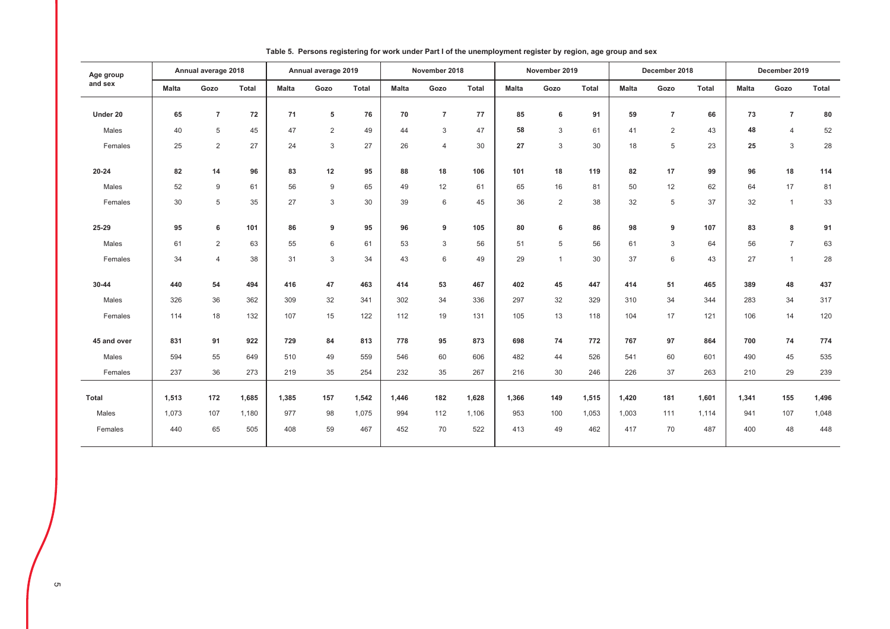**Table 5. Persons registering for work under Part I of the unemployment register by region, age group and sex**

| Age group and sex | Annual average 2018 | | | Annual average 2019 | | | November 2018 | | | November 2019 | | | December 2018 | | | December 2019 | | |
|---|---|---|---|---|---|---|---|---|---|---|---|---|---|---|---|---|---|---|
| | Malta | Gozo | Total | Malta | Gozo | Total | Malta | Gozo | Total | Malta | Gozo | Total | Malta | Gozo | Total | Malta | Gozo | Total |
| **Under 20** | **65** | **7** | **72** | **71** | **5** | **76** | **70** | **7** | **77** | **85** | **6** | **91** | **59** | **7** | **66** | **73** | **7** | **80** |
| Males | 40 | 5 | 45 | 47 | 2 | 49 | 44 | 3 | 47 | 58 | 3 | 61 | 41 | 2 | 43 | 48 | 4 | 52 |
| Females | 25 | 2 | 27 | 24 | 3 | 27 | 26 | 4 | 30 | 27 | 3 | 30 | 18 | 5 | 23 | 25 | 3 | 28 |
| **20-24** | **82** | **14** | **96** | **83** | **12** | **95** | **88** | **18** | **106** | **101** | **18** | **119** | **82** | **17** | **99** | **96** | **18** | **114** |
| Males | 52 | 9 | 61 | 56 | 9 | 65 | 49 | 12 | 61 | 65 | 16 | 81 | 50 | 12 | 62 | 64 | 17 | 81 |
| Females | 30 | 5 | 35 | 27 | 3 | 30 | 39 | 6 | 45 | 36 | 2 | 38 | 32 | 5 | 37 | 32 | 1 | 33 |
| **25-29** | **95** | **6** | **101** | **86** | **9** | **95** | **96** | **9** | **105** | **80** | **6** | **86** | **98** | **9** | **107** | **83** | **8** | **91** |
| Males | 61 | 2 | 63 | 55 | 6 | 61 | 53 | 3 | 56 | 51 | 5 | 56 | 61 | 3 | 64 | 56 | 7 | 63 |
| Females | 34 | 4 | 38 | 31 | 3 | 34 | 43 | 6 | 49 | 29 | 1 | 30 | 37 | 6 | 43 | 27 | 1 | 28 |
| **30-44** | **440** | **54** | **494** | **416** | **47** | **463** | **414** | **53** | **467** | **402** | **45** | **447** | **414** | **51** | **465** | **389** | **48** | **437** |
| Males | 326 | 36 | 362 | 309 | 32 | 341 | 302 | 34 | 336 | 297 | 32 | 329 | 310 | 34 | 344 | 283 | 34 | 317 |
| Females | 114 | 18 | 132 | 107 | 15 | 122 | 112 | 19 | 131 | 105 | 13 | 118 | 104 | 17 | 121 | 106 | 14 | 120 |
| **45 and over** | **831** | **91** | **922** | **729** | **84** | **813** | **778** | **95** | **873** | **698** | **74** | **772** | **767** | **97** | **864** | **700** | **74** | **774** |
| Males | 594 | 55 | 649 | 510 | 49 | 559 | 546 | 60 | 606 | 482 | 44 | 526 | 541 | 60 | 601 | 490 | 45 | 535 |
| Females | 237 | 36 | 273 | 219 | 35 | 254 | 232 | 35 | 267 | 216 | 30 | 246 | 226 | 37 | 263 | 210 | 29 | 239 |
| **Total** | **1,513** | **172** | **1,685** | **1,385** | **157** | **1,542** | **1,446** | **182** | **1,628** | **1,366** | **149** | **1,515** | **1,420** | **181** | **1,601** | **1,341** | **155** | **1,496** |
| Males | 1,073 | 107 | 1,180 | 977 | 98 | 1,075 | 994 | 112 | 1,106 | 953 | 100 | 1,053 | 1,003 | 111 | 1,114 | 941 | 107 | 1,048 |
| Females | 440 | 65 | 505 | 408 | 59 | 467 | 452 | 70 | 522 | 413 | 49 | 462 | 417 | 70 | 487 | 400 | 48 | 448 |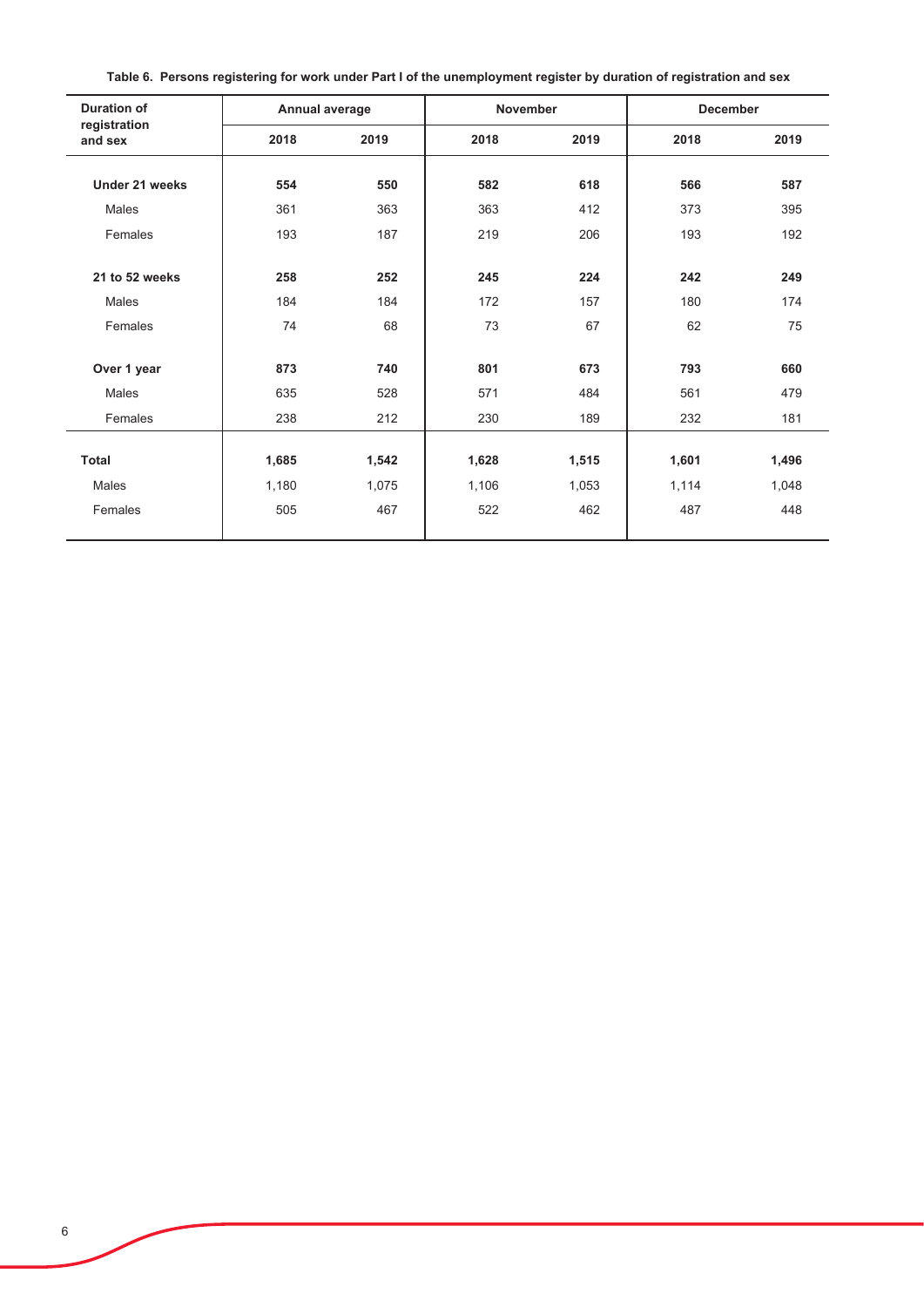**Table 6. Persons registering for work under Part I of the unemployment register by duration of registration and sex**

| Duration of registration and sex | Annual average | | November | | December | |
|---|---|---|---|---|---|---|
| | 2018 | 2019 | 2018 | 2019 | 2018 | 2019 |
| **Under 21 weeks** | **554** | **550** | **582** | **618** | **566** | **587** |
| Males | 361 | 363 | 363 | 412 | 373 | 395 |
| Females | 193 | 187 | 219 | 206 | 193 | 192 |
| **21 to 52 weeks** | **258** | **252** | **245** | **224** | **242** | **249** |
| Males | 184 | 184 | 172 | 157 | 180 | 174 |
| Females | 74 | 68 | 73 | 67 | 62 | 75 |
| **Over 1 year** | **873** | **740** | **801** | **673** | **793** | **660** |
| Males | 635 | 528 | 571 | 484 | 561 | 479 |
| Females | 238 | 212 | 230 | 189 | 232 | 181 |
| **Total** | **1,685** | **1,542** | **1,628** | **1,515** | **1,601** | **1,496** |
| Males | 1,180 | 1,075 | 1,106 | 1,053 | 1,114 | 1,048 |
| Females | 505 | 467 | 522 | 462 | 487 | 448 |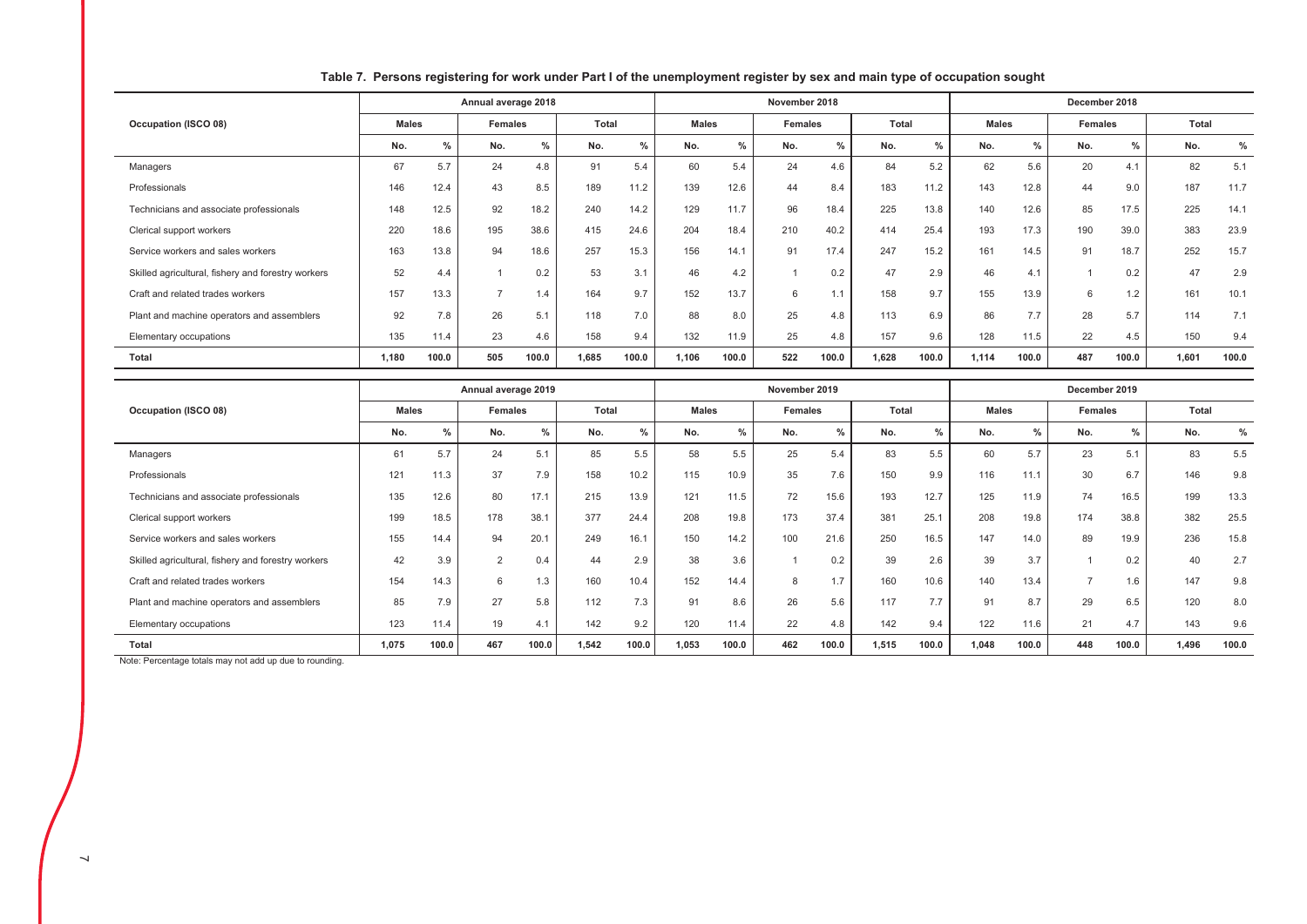**Table 7. Persons registering for work under Part I of the unemployment register by sex and main type of occupation sought**

| Occupation (ISCO 08) | Annual average 2018 | | | | | | November 2018 | | | | | | December 2018 | | | | | |
|---|---|---|---|---|---|---|---|---|---|---|---|---|---|---|---|---|---|---|
| | Males | | Females | | Total | | Males | | Females | | Total | | Males | | Females | | Total | |
| | No. | % | No. | % | No. | % | No. | % | No. | % | No. | % | No. | % | No. | % | No. | % |
| Managers | 67 | 5.7 | 24 | 4.8 | 91 | 5.4 | 60 | 5.4 | 24 | 4.6 | 84 | 5.2 | 62 | 5.6 | 20 | 4.1 | 82 | 5.1 |
| Professionals | 146 | 12.4 | 43 | 8.5 | 189 | 11.2 | 139 | 12.6 | 44 | 8.4 | 183 | 11.2 | 143 | 12.8 | 44 | 9.0 | 187 | 11.7 |
| Technicians and associate professionals | 148 | 12.5 | 92 | 18.2 | 240 | 14.2 | 129 | 11.7 | 96 | 18.4 | 225 | 13.8 | 140 | 12.6 | 85 | 17.5 | 225 | 14.1 |
| Clerical support workers | 220 | 18.6 | 195 | 38.6 | 415 | 24.6 | 204 | 18.4 | 210 | 40.2 | 414 | 25.4 | 193 | 17.3 | 190 | 39.0 | 383 | 23.9 |
| Service workers and sales workers | 163 | 13.8 | 94 | 18.6 | 257 | 15.3 | 156 | 14.1 | 91 | 17.4 | 247 | 15.2 | 161 | 14.5 | 91 | 18.7 | 252 | 15.7 |
| Skilled agricultural, fishery and forestry workers | 52 | 4.4 | 1 | 0.2 | 53 | 3.1 | 46 | 4.2 | 1 | 0.2 | 47 | 2.9 | 46 | 4.1 | 1 | 0.2 | 47 | 2.9 |
| Craft and related trades workers | 157 | 13.3 | 7 | 1.4 | 164 | 9.7 | 152 | 13.7 | 6 | 1.1 | 158 | 9.7 | 155 | 13.9 | 6 | 1.2 | 161 | 10.1 |
| Plant and machine operators and assemblers | 92 | 7.8 | 26 | 5.1 | 118 | 7.0 | 88 | 8.0 | 25 | 4.8 | 113 | 6.9 | 86 | 7.7 | 28 | 5.7 | 114 | 7.1 |
| Elementary occupations | 135 | 11.4 | 23 | 4.6 | 158 | 9.4 | 132 | 11.9 | 25 | 4.8 | 157 | 9.6 | 128 | 11.5 | 22 | 4.5 | 150 | 9.4 |
| **Total** | **1,180** | **100.0** | **505** | **100.0** | **1,685** | **100.0** | **1,106** | **100.0** | **522** | **100.0** | **1,628** | **100.0** | **1,114** | **100.0** | **487** | **100.0** | **1,601** | **100.0** |

| Occupation (ISCO 08) | Annual average 2019 | | | | | | November 2019 | | | | | | December 2019 | | | | | |
|---|---|---|---|---|---|---|---|---|---|---|---|---|---|---|---|---|---|---|
| | Males | | Females | | Total | | Males | | Females | | Total | | Males | | Females | | Total | |
| | No. | % | No. | % | No. | % | No. | % | No. | % | No. | % | No. | % | No. | % | No. | % |
| Managers | 61 | 5.7 | 24 | 5.1 | 85 | 5.5 | 58 | 5.5 | 25 | 5.4 | 83 | 5.5 | 60 | 5.7 | 23 | 5.1 | 83 | 5.5 |
| Professionals | 121 | 11.3 | 37 | 7.9 | 158 | 10.2 | 115 | 10.9 | 35 | 7.6 | 150 | 9.9 | 116 | 11.1 | 30 | 6.7 | 146 | 9.8 |
| Technicians and associate professionals | 135 | 12.6 | 80 | 17.1 | 215 | 13.9 | 121 | 11.5 | 72 | 15.6 | 193 | 12.7 | 125 | 11.9 | 74 | 16.5 | 199 | 13.3 |
| Clerical support workers | 199 | 18.5 | 178 | 38.1 | 377 | 24.4 | 208 | 19.8 | 173 | 37.4 | 381 | 25.1 | 208 | 19.8 | 174 | 38.8 | 382 | 25.5 |
| Service workers and sales workers | 155 | 14.4 | 94 | 20.1 | 249 | 16.1 | 150 | 14.2 | 100 | 21.6 | 250 | 16.5 | 147 | 14.0 | 89 | 19.9 | 236 | 15.8 |
| Skilled agricultural, fishery and forestry workers | 42 | 3.9 | 2 | 0.4 | 44 | 2.9 | 38 | 3.6 | 1 | 0.2 | 39 | 2.6 | 39 | 3.7 | 1 | 0.2 | 40 | 2.7 |
| Craft and related trades workers | 154 | 14.3 | 6 | 1.3 | 160 | 10.4 | 152 | 14.4 | 8 | 1.7 | 160 | 10.6 | 140 | 13.4 | 7 | 1.6 | 147 | 9.8 |
| Plant and machine operators and assemblers | 85 | 7.9 | 27 | 5.8 | 112 | 7.3 | 91 | 8.6 | 26 | 5.6 | 117 | 7.7 | 91 | 8.7 | 29 | 6.5 | 120 | 8.0 |
| Elementary occupations | 123 | 11.4 | 19 | 4.1 | 142 | 9.2 | 120 | 11.4 | 22 | 4.8 | 142 | 9.4 | 122 | 11.6 | 21 | 4.7 | 143 | 9.6 |
| **Total** | **1,075** | **100.0** | **467** | **100.0** | **1,542** | **100.0** | **1,053** | **100.0** | **462** | **100.0** | **1,515** | **100.0** | **1,048** | **100.0** | **448** | **100.0** | **1,496** | **100.0** |

Note: Percentage totals may not add up due to rounding.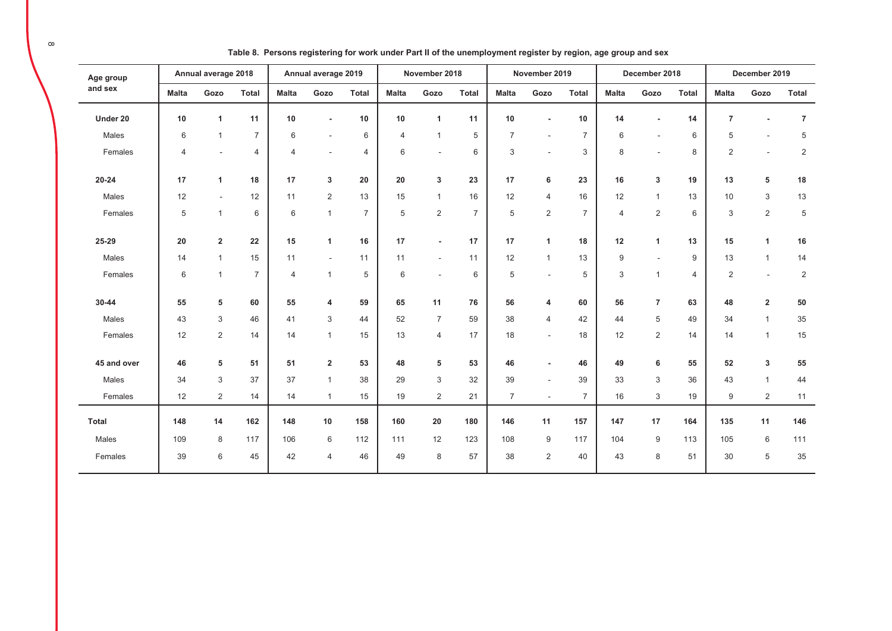**Table 8. Persons registering for work under Part II of the unemployment register by region, age group and sex**

| Age group and sex | Annual average 2018 | | | Annual average 2019 | | | November 2018 | | | November 2019 | | | December 2018 | | | December 2019 | | |
|---|---|---|---|---|---|---|---|---|---|---|---|---|---|---|---|---|---|---|
| | Malta | Gozo | Total | Malta | Gozo | Total | Malta | Gozo | Total | Malta | Gozo | Total | Malta | Gozo | Total | Malta | Gozo | Total |
| **Under 20** | **10** | **1** | **11** | **10** | **-** | **10** | **10** | **1** | **11** | **10** | **-** | **10** | **14** | **-** | **14** | **7** | **-** | **7** |
| Males | 6 | 1 | 7 | 6 | - | 6 | 4 | 1 | 5 | 7 | - | 7 | 6 | - | 6 | 5 | - | 5 |
| Females | 4 | - | 4 | 4 | - | 4 | 6 | - | 6 | 3 | - | 3 | 8 | - | 8 | 2 | - | 2 |
| **20-24** | **17** | **1** | **18** | **17** | **3** | **20** | **20** | **3** | **23** | **17** | **6** | **23** | **16** | **3** | **19** | **13** | **5** | **18** |
| Males | 12 | - | 12 | 11 | 2 | 13 | 15 | 1 | 16 | 12 | 4 | 16 | 12 | 1 | 13 | 10 | 3 | 13 |
| Females | 5 | 1 | 6 | 6 | 1 | 7 | 5 | 2 | 7 | 5 | 2 | 7 | 4 | 2 | 6 | 3 | 2 | 5 |
| **25-29** | **20** | **2** | **22** | **15** | **1** | **16** | **17** | **-** | **17** | **17** | **1** | **18** | **12** | **1** | **13** | **15** | **1** | **16** |
| Males | 14 | 1 | 15 | 11 | - | 11 | 11 | - | 11 | 12 | 1 | 13 | 9 | - | 9 | 13 | 1 | 14 |
| Females | 6 | 1 | 7 | 4 | 1 | 5 | 6 | - | 6 | 5 | - | 5 | 3 | 1 | 4 | 2 | - | 2 |
| **30-44** | **55** | **5** | **60** | **55** | **4** | **59** | **65** | **11** | **76** | **56** | **4** | **60** | **56** | **7** | **63** | **48** | **2** | **50** |
| Males | 43 | 3 | 46 | 41 | 3 | 44 | 52 | 7 | 59 | 38 | 4 | 42 | 44 | 5 | 49 | 34 | 1 | 35 |
| Females | 12 | 2 | 14 | 14 | 1 | 15 | 13 | 4 | 17 | 18 | - | 18 | 12 | 2 | 14 | 14 | 1 | 15 |
| **45 and over** | **46** | **5** | **51** | **51** | **2** | **53** | **48** | **5** | **53** | **46** | **-** | **46** | **49** | **6** | **55** | **52** | **3** | **55** |
| Males | 34 | 3 | 37 | 37 | 1 | 38 | 29 | 3 | 32 | 39 | - | 39 | 33 | 3 | 36 | 43 | 1 | 44 |
| Females | 12 | 2 | 14 | 14 | 1 | 15 | 19 | 2 | 21 | 7 | - | 7 | 16 | 3 | 19 | 9 | 2 | 11 |
| **Total** | **148** | **14** | **162** | **148** | **10** | **158** | **160** | **20** | **180** | **146** | **11** | **157** | **147** | **17** | **164** | **135** | **11** | **146** |
| Males | 109 | 8 | 117 | 106 | 6 | 112 | 111 | 12 | 123 | 108 | 9 | 117 | 104 | 9 | 113 | 105 | 6 | 111 |
| Females | 39 | 6 | 45 | 42 | 4 | 46 | 49 | 8 | 57 | 38 | 2 | 40 | 43 | 8 | 51 | 30 | 5 | 35 |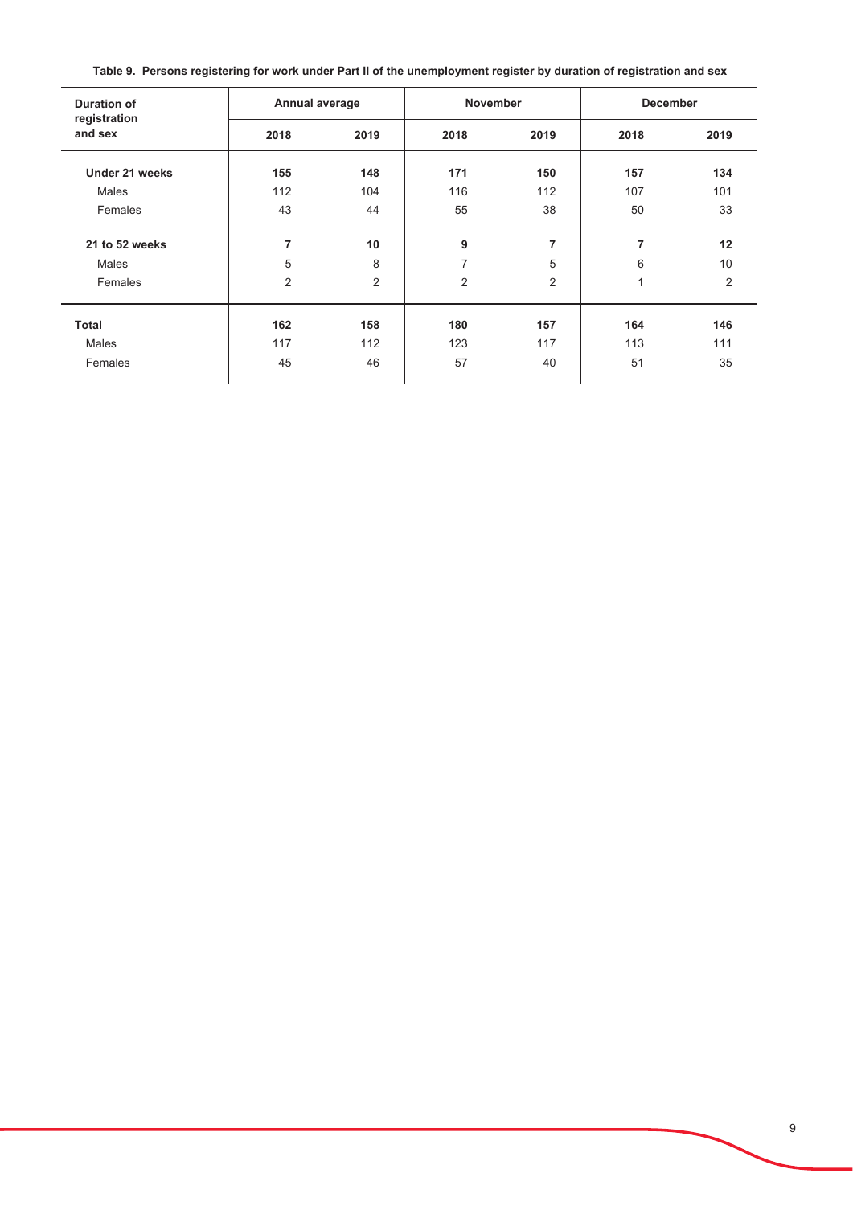**Table 9. Persons registering for work under Part II of the unemployment register by duration of registration and sex**

| Duration of registration and sex | Annual average | | November | | December | |
|---|---|---|---|---|---|---|
| | 2018 | 2019 | 2018 | 2019 | 2018 | 2019 |
| **Under 21 weeks** | **155** | **148** | **171** | **150** | **157** | **134** |
| Males | 112 | 104 | 116 | 112 | 107 | 101 |
| Females | 43 | 44 | 55 | 38 | 50 | 33 |
| **21 to 52 weeks** | **7** | **10** | **9** | **7** | **7** | **12** |
| Males | 5 | 8 | 7 | 5 | 6 | 10 |
| Females | 2 | 2 | 2 | 2 | 1 | 2 |
| **Total** | **162** | **158** | **180** | **157** | **164** | **146** |
| Males | 117 | 112 | 123 | 117 | 113 | 111 |
| Females | 45 | 46 | 57 | 40 | 51 | 35 |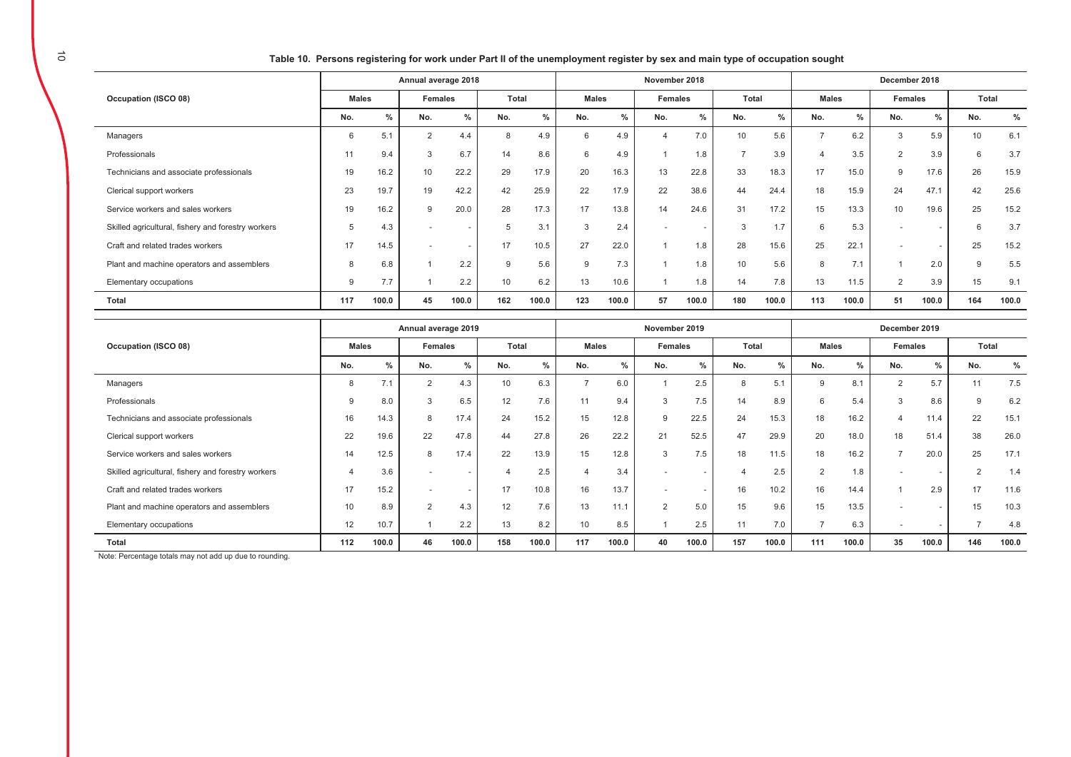**Table 10. Persons registering for work under Part II of the unemployment register by sex and main type of occupation sought**

| Occupation (ISCO 08) | Annual average 2018 | | | | | | November 2018 | | | | | | December 2018 | | | | | |
|---|---|---|---|---|---|---|---|---|---|---|---|---|---|---|---|---|---|---|
| | Males | | Females | | Total | | Males | | Females | | Total | | Males | | Females | | Total | |
| | No. | % | No. | % | No. | % | No. | % | No. | % | No. | % | No. | % | No. | % | No. | % |
| Managers | 6 | 5.1 | 2 | 4.4 | 8 | 4.9 | 6 | 4.9 | 4 | 7.0 | 10 | 5.6 | 7 | 6.2 | 3 | 5.9 | 10 | 6.1 |
| Professionals | 11 | 9.4 | 3 | 6.7 | 14 | 8.6 | 6 | 4.9 | 1 | 1.8 | 7 | 3.9 | 4 | 3.5 | 2 | 3.9 | 6 | 3.7 |
| Technicians and associate professionals | 19 | 16.2 | 10 | 22.2 | 29 | 17.9 | 20 | 16.3 | 13 | 22.8 | 33 | 18.3 | 17 | 15.0 | 9 | 17.6 | 26 | 15.9 |
| Clerical support workers | 23 | 19.7 | 19 | 42.2 | 42 | 25.9 | 22 | 17.9 | 22 | 38.6 | 44 | 24.4 | 18 | 15.9 | 24 | 47.1 | 42 | 25.6 |
| Service workers and sales workers | 19 | 16.2 | 9 | 20.0 | 28 | 17.3 | 17 | 13.8 | 14 | 24.6 | 31 | 17.2 | 15 | 13.3 | 10 | 19.6 | 25 | 15.2 |
| Skilled agricultural, fishery and forestry workers | 5 | 4.3 | - | - | 5 | 3.1 | 3 | 2.4 | - | - | 3 | 1.7 | 6 | 5.3 | - | - | 6 | 3.7 |
| Craft and related trades workers | 17 | 14.5 | - | - | 17 | 10.5 | 27 | 22.0 | 1 | 1.8 | 28 | 15.6 | 25 | 22.1 | - | - | 25 | 15.2 |
| Plant and machine operators and assemblers | 8 | 6.8 | 1 | 2.2 | 9 | 5.6 | 9 | 7.3 | 1 | 1.8 | 10 | 5.6 | 8 | 7.1 | 1 | 2.0 | 9 | 5.5 |
| Elementary occupations | 9 | 7.7 | 1 | 2.2 | 10 | 6.2 | 13 | 10.6 | 1 | 1.8 | 14 | 7.8 | 13 | 11.5 | 2 | 3.9 | 15 | 9.1 |
| **Total** | **117** | **100.0** | **45** | **100.0** | **162** | **100.0** | **123** | **100.0** | **57** | **100.0** | **180** | **100.0** | **113** | **100.0** | **51** | **100.0** | **164** | **100.0** |

| Occupation (ISCO 08) | Annual average 2019 | | | | | | November 2019 | | | | | | December 2019 | | | | | |
|---|---|---|---|---|---|---|---|---|---|---|---|---|---|---|---|---|---|---|
| | Males | | Females | | Total | | Males | | Females | | Total | | Males | | Females | | Total | |
| | No. | % | No. | % | No. | % | No. | % | No. | % | No. | % | No. | % | No. | % | No. | % |
| Managers | 8 | 7.1 | 2 | 4.3 | 10 | 6.3 | 7 | 6.0 | 1 | 2.5 | 8 | 5.1 | 9 | 8.1 | 2 | 5.7 | 11 | 7.5 |
| Professionals | 9 | 8.0 | 3 | 6.5 | 12 | 7.6 | 11 | 9.4 | 3 | 7.5 | 14 | 8.9 | 6 | 5.4 | 3 | 8.6 | 9 | 6.2 |
| Technicians and associate professionals | 16 | 14.3 | 8 | 17.4 | 24 | 15.2 | 15 | 12.8 | 9 | 22.5 | 24 | 15.3 | 18 | 16.2 | 4 | 11.4 | 22 | 15.1 |
| Clerical support workers | 22 | 19.6 | 22 | 47.8 | 44 | 27.8 | 26 | 22.2 | 21 | 52.5 | 47 | 29.9 | 20 | 18.0 | 18 | 51.4 | 38 | 26.0 |
| Service workers and sales workers | 14 | 12.5 | 8 | 17.4 | 22 | 13.9 | 15 | 12.8 | 3 | 7.5 | 18 | 11.5 | 18 | 16.2 | 7 | 20.0 | 25 | 17.1 |
| Skilled agricultural, fishery and forestry workers | 4 | 3.6 | - | - | 4 | 2.5 | 4 | 3.4 | - | - | 4 | 2.5 | 2 | 1.8 | - | - | 2 | 1.4 |
| Craft and related trades workers | 17 | 15.2 | - | - | 17 | 10.8 | 16 | 13.7 | - | - | 16 | 10.2 | 16 | 14.4 | 1 | 2.9 | 17 | 11.6 |
| Plant and machine operators and assemblers | 10 | 8.9 | 2 | 4.3 | 12 | 7.6 | 13 | 11.1 | 2 | 5.0 | 15 | 9.6 | 15 | 13.5 | - | - | 15 | 10.3 |
| Elementary occupations | 12 | 10.7 | 1 | 2.2 | 13 | 8.2 | 10 | 8.5 | 1 | 2.5 | 11 | 7.0 | 7 | 6.3 | - | - | 7 | 4.8 |
| **Total** | **112** | **100.0** | **46** | **100.0** | **158** | **100.0** | **117** | **100.0** | **40** | **100.0** | **157** | **100.0** | **111** | **100.0** | **35** | **100.0** | **146** | **100.0** |

Note: Percentage totals may not add up due to rounding.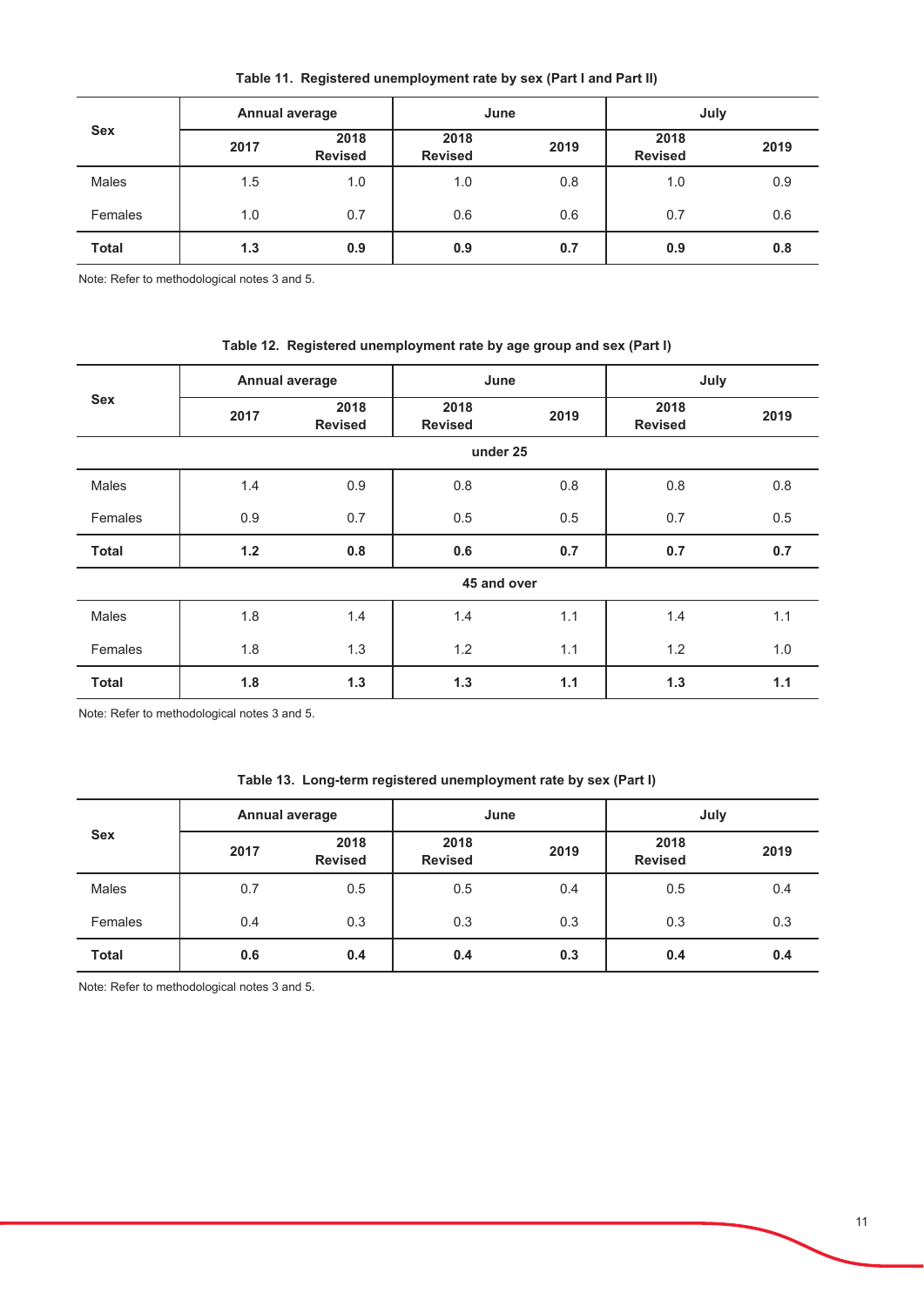**Table 11. Registered unemployment rate by sex (Part I and Part II)**

| Sex | Annual average | | June | | July | |
|---|---|---|---|---|---|---|
| | 2017 | 2018 Revised | 2018 Revised | 2019 | 2018 Revised | 2019 |
| Males | 1.5 | 1.0 | 1.0 | 0.8 | 1.0 | 0.9 |
| Females | 1.0 | 0.7 | 0.6 | 0.6 | 0.7 | 0.6 |
| **Total** | **1.3** | **0.9** | **0.9** | **0.7** | **0.9** | **0.8** |

Note: Refer to methodological notes 3 and 5.

**Table 12. Registered unemployment rate by age group and sex (Part I)**

| Sex | Annual average | | June | | July | |
|---|---|---|---|---|---|---|
| | 2017 | 2018 Revised | 2018 Revised | 2019 | 2018 Revised | 2019 |
| | | | **under 25** | | | |
| Males | 1.4 | 0.9 | 0.8 | 0.8 | 0.8 | 0.8 |
| Females | 0.9 | 0.7 | 0.5 | 0.5 | 0.7 | 0.5 |
| **Total** | **1.2** | **0.8** | **0.6** | **0.7** | **0.7** | **0.7** |
| | | | **45 and over** | | | |
| Males | 1.8 | 1.4 | 1.4 | 1.1 | 1.4 | 1.1 |
| Females | 1.8 | 1.3 | 1.2 | 1.1 | 1.2 | 1.0 |
| **Total** | **1.8** | **1.3** | **1.3** | **1.1** | **1.3** | **1.1** |

Note: Refer to methodological notes 3 and 5.

**Table 13. Long-term registered unemployment rate by sex (Part I)**

| Sex | Annual average | | June | | July | |
|---|---|---|---|---|---|---|
| | 2017 | 2018 Revised | 2018 Revised | 2019 | 2018 Revised | 2019 |
| Males | 0.7 | 0.5 | 0.5 | 0.4 | 0.5 | 0.4 |
| Females | 0.4 | 0.3 | 0.3 | 0.3 | 0.3 | 0.3 |
| **Total** | **0.6** | **0.4** | **0.4** | **0.3** | **0.4** | **0.4** |

Note: Refer to methodological notes 3 and 5.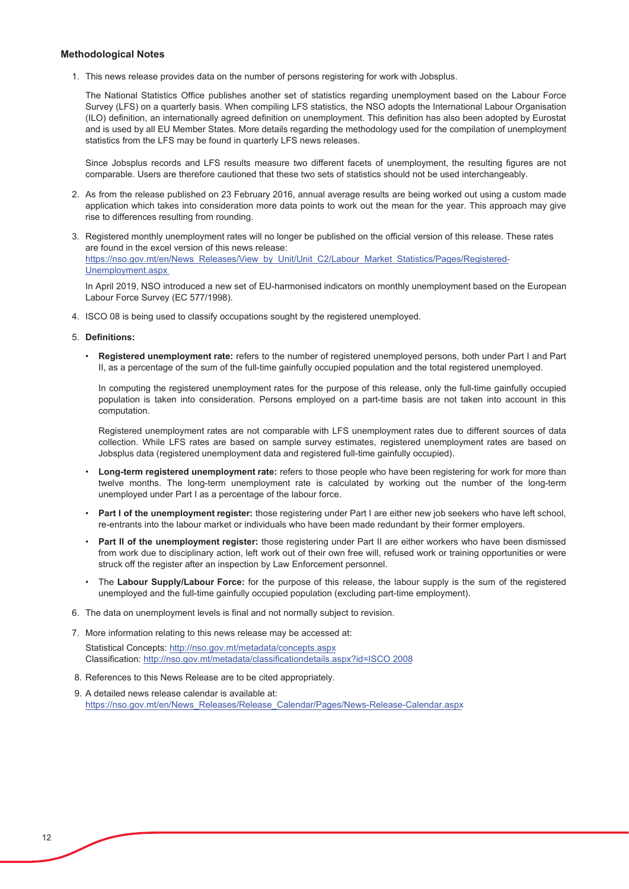### Methodological Notes

1. This news release provides data on the number of persons registering for work with Jobsplus.

   The National Statistics Office publishes another set of statistics regarding unemployment based on the Labour Force Survey (LFS) on a quarterly basis. When compiling LFS statistics, the NSO adopts the International Labour Organisation (ILO) definition, an internationally agreed definition on unemployment. This definition has also been adopted by Eurostat and is used by all EU Member States. More details regarding the methodology used for the compilation of unemployment statistics from the LFS may be found in quarterly LFS news releases.

   Since Jobsplus records and LFS results measure two different facets of unemployment, the resulting figures are not comparable. Users are therefore cautioned that these two sets of statistics should not be used interchangeably.

2. As from the release published on 23 February 2016, annual average results are being worked out using a custom made application which takes into consideration more data points to work out the mean for the year. This approach may give rise to differences resulting from rounding.

3. Registered monthly unemployment rates will no longer be published on the official version of this release. These rates are found in the excel version of this news release: https://nso.gov.mt/en/News_Releases/View_by_Unit/Unit_C2/Labour_Market_Statistics/Pages/Registered-Unemployment.aspx

   In April 2019, NSO introduced a new set of EU-harmonised indicators on monthly unemployment based on the European Labour Force Survey (EC 577/1998).

4. ISCO 08 is being used to classify occupations sought by the registered unemployed.

5. **Definitions:**

   - **Registered unemployment rate:** refers to the number of registered unemployed persons, both under Part I and Part II, as a percentage of the sum of the full-time gainfully occupied population and the total registered unemployed.

     In computing the registered unemployment rates for the purpose of this release, only the full-time gainfully occupied population is taken into consideration. Persons employed on a part-time basis are not taken into account in this computation.

     Registered unemployment rates are not comparable with LFS unemployment rates due to different sources of data collection. While LFS rates are based on sample survey estimates, registered unemployment rates are based on Jobsplus data (registered unemployment data and registered full-time gainfully occupied).

   - **Long-term registered unemployment rate:** refers to those people who have been registering for work for more than twelve months. The long-term unemployment rate is calculated by working out the number of the long-term unemployed under Part I as a percentage of the labour force.

   - **Part I of the unemployment register:** those registering under Part I are either new job seekers who have left school, re-entrants into the labour market or individuals who have been made redundant by their former employers.

   - **Part II of the unemployment register:** those registering under Part II are either workers who have been dismissed from work due to disciplinary action, left work out of their own free will, refused work or training opportunities or were struck off the register after an inspection by Law Enforcement personnel.

   - The **Labour Supply/Labour Force:** for the purpose of this release, the labour supply is the sum of the registered unemployed and the full-time gainfully occupied population (excluding part-time employment).

6. The data on unemployment levels is final and not normally subject to revision.

7. More information relating to this news release may be accessed at:

   Statistical Concepts: http://nso.gov.mt/metadata/concepts.aspx
   Classification: http://nso.gov.mt/metadata/classificationdetails.aspx?id=ISCO 2008

8. References to this News Release are to be cited appropriately.

9. A detailed news release calendar is available at: https://nso.gov.mt/en/News_Releases/Release_Calendar/Pages/News-Release-Calendar.aspx